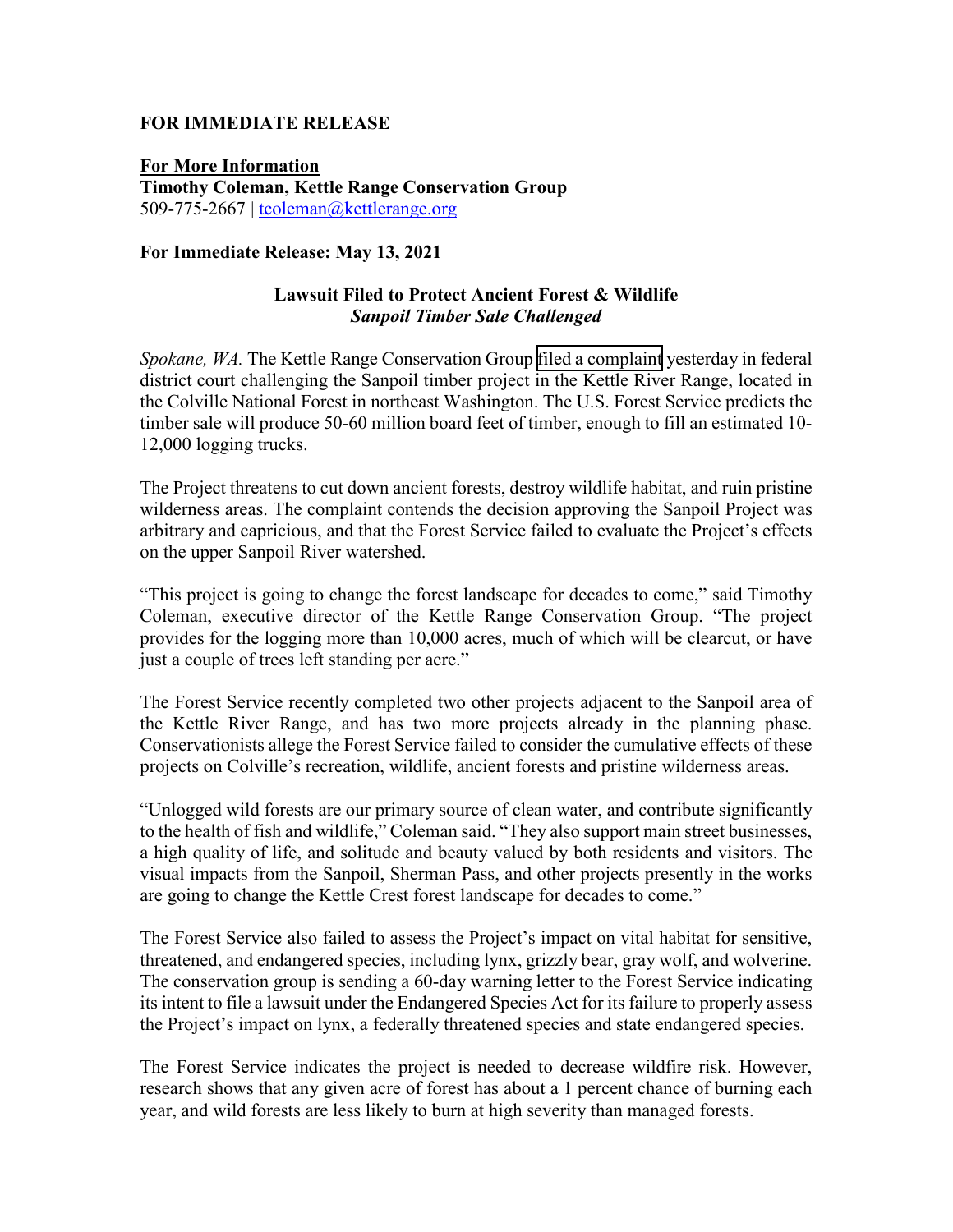**FOR IMMEDIATE RELEASE**

**For More Information**
**Timothy Coleman, Kettle Range Conservation Group**
509-775-2667 | tcoleman@kettlerange.org

**For Immediate Release: May 13, 2021**

**Lawsuit Filed to Protect Ancient Forest & Wildlife**
***Sanpoil Timber Sale Challenged***

*Spokane, WA.* The Kettle Range Conservation Group filed a complaint yesterday in federal district court challenging the Sanpoil timber project in the Kettle River Range, located in the Colville National Forest in northeast Washington. The U.S. Forest Service predicts the timber sale will produce 50-60 million board feet of timber, enough to fill an estimated 10-12,000 logging trucks.

The Project threatens to cut down ancient forests, destroy wildlife habitat, and ruin pristine wilderness areas. The complaint contends the decision approving the Sanpoil Project was arbitrary and capricious, and that the Forest Service failed to evaluate the Project's effects on the upper Sanpoil River watershed.

"This project is going to change the forest landscape for decades to come," said Timothy Coleman, executive director of the Kettle Range Conservation Group. "The project provides for the logging more than 10,000 acres, much of which will be clearcut, or have just a couple of trees left standing per acre."

The Forest Service recently completed two other projects adjacent to the Sanpoil area of the Kettle River Range, and has two more projects already in the planning phase. Conservationists allege the Forest Service failed to consider the cumulative effects of these projects on Colville's recreation, wildlife, ancient forests and pristine wilderness areas.

"Unlogged wild forests are our primary source of clean water, and contribute significantly to the health of fish and wildlife," Coleman said. "They also support main street businesses, a high quality of life, and solitude and beauty valued by both residents and visitors. The visual impacts from the Sanpoil, Sherman Pass, and other projects presently in the works are going to change the Kettle Crest forest landscape for decades to come."

The Forest Service also failed to assess the Project's impact on vital habitat for sensitive, threatened, and endangered species, including lynx, grizzly bear, gray wolf, and wolverine. The conservation group is sending a 60-day warning letter to the Forest Service indicating its intent to file a lawsuit under the Endangered Species Act for its failure to properly assess the Project's impact on lynx, a federally threatened species and state endangered species.

The Forest Service indicates the project is needed to decrease wildfire risk. However, research shows that any given acre of forest has about a 1 percent chance of burning each year, and wild forests are less likely to burn at high severity than managed forests.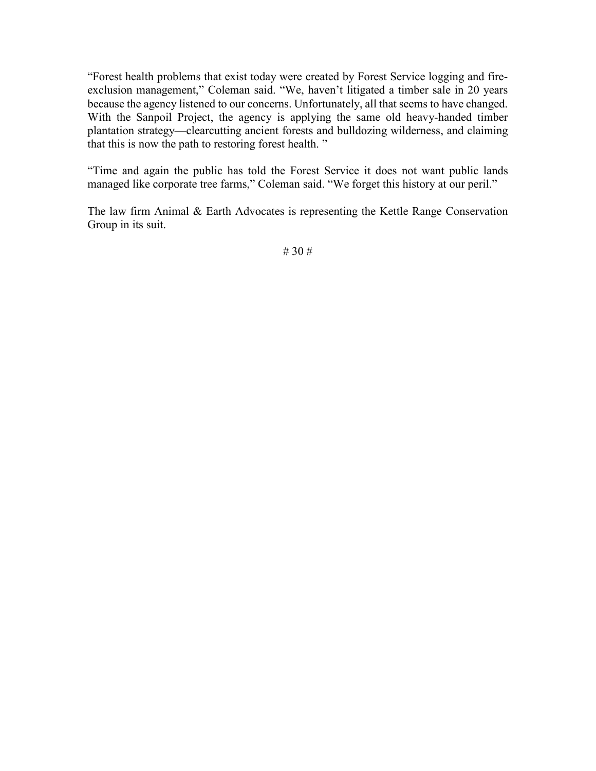"Forest health problems that exist today were created by Forest Service logging and fire-exclusion management," Coleman said. "We, haven't litigated a timber sale in 20 years because the agency listened to our concerns. Unfortunately, all that seems to have changed. With the Sanpoil Project, the agency is applying the same old heavy-handed timber plantation strategy—clearcutting ancient forests and bulldozing wilderness, and claiming that this is now the path to restoring forest health. "

"Time and again the public has told the Forest Service it does not want public lands managed like corporate tree farms," Coleman said. "We forget this history at our peril."

The law firm Animal & Earth Advocates is representing the Kettle Range Conservation Group in its suit.

# 30 #